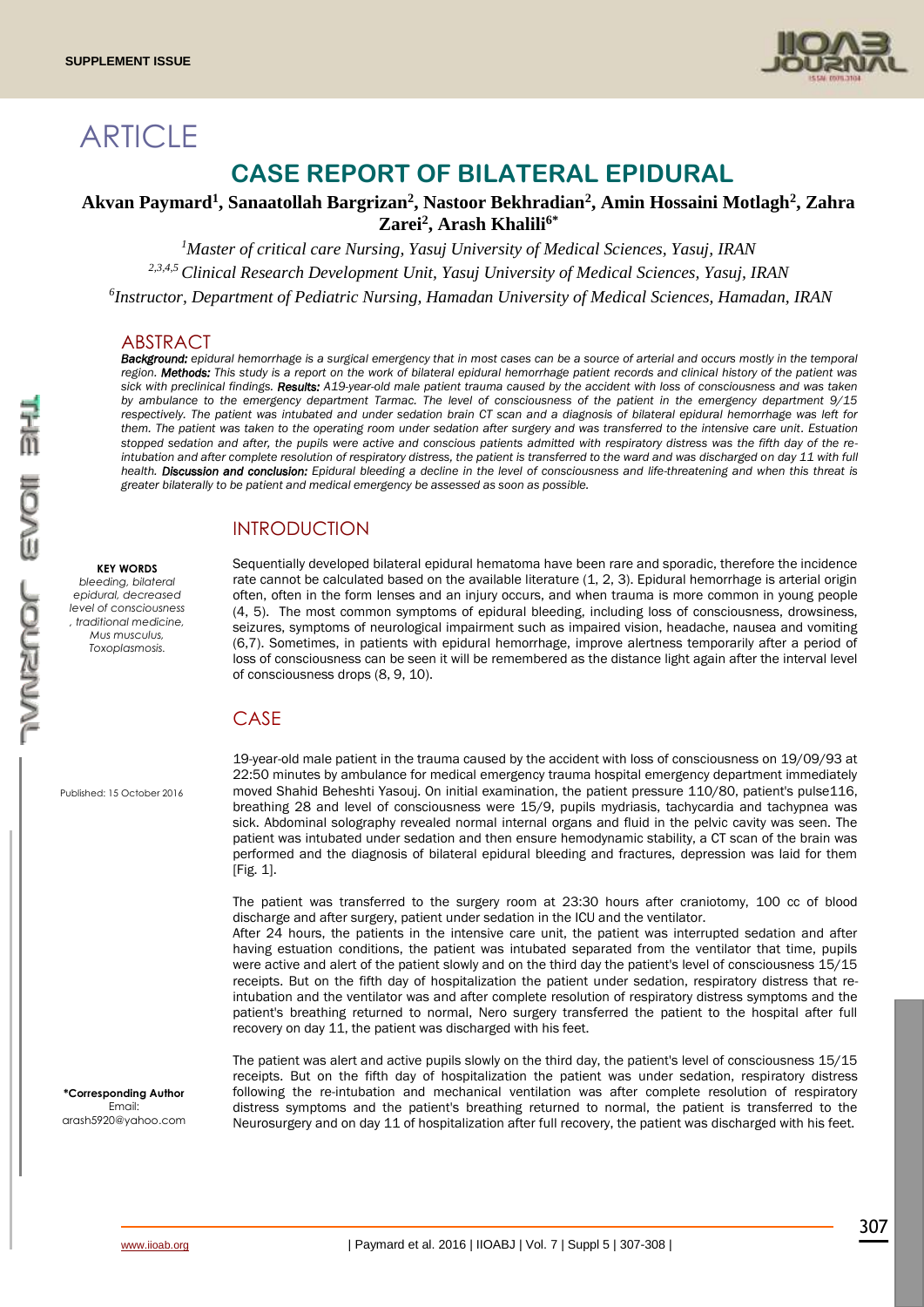SUPPLEMENT ISSUE

# ARTICLE

## CASE REPORT OF BILATERAL EPIDURAL

**Akvan Paymard[1], Sanaatollah Bargrizan[2], Nastoor Bekhradian[2], Amin Hossaini Motlagh[2], Zahra Zarei[2], Arash Khalili[6*]**

*[1]Master of critical care Nursing, Yasuj University of Medical Sciences, Yasuj, IRAN*

*[2,3,4,5] Clinical Research Development Unit, Yasuj University of Medical Sciences, Yasuj, IRAN*

*[6]Instructor, Department of Pediatric Nursing, Hamadan University of Medical Sciences, Hamadan, IRAN*

### ABSTRACT

***Background:*** *epidural hemorrhage is a surgical emergency that in most cases can be a source of arterial and occurs mostly in the temporal region.* ***Methods:*** *This study is a report on the work of bilateral epidural hemorrhage patient records and clinical history of the patient was sick with preclinical findings.* ***Results:*** *A19-year-old male patient trauma caused by the accident with loss of consciousness and was taken by ambulance to the emergency department Tarmac. The level of consciousness of the patient in the emergency department 9/15 respectively. The patient was intubated and under sedation brain CT scan and a diagnosis of bilateral epidural hemorrhage was left for them. The patient was taken to the operating room under sedation after surgery and was transferred to the intensive care unit. Estuation stopped sedation and after, the pupils were active and conscious patients admitted with respiratory distress was the fifth day of the re-intubation and after complete resolution of respiratory distress, the patient is transferred to the ward and was discharged on day 11 with full health.* ***Discussion and conclusion:*** *Epidural bleeding a decline in the level of consciousness and life-threatening and when this threat is greater bilaterally to be patient and medical emergency be assessed as soon as possible.*

**KEY WORDS**
*bleeding, bilateral epidural, decreased level of consciousness , traditional medicine, Mus musculus, Toxoplasmosis.*

Published: 15 October 2016

\*Corresponding Author
Email: arash5920@yahoo.com

### INTRODUCTION

Sequentially developed bilateral epidural hematoma have been rare and sporadic, therefore the incidence rate cannot be calculated based on the available literature (1, 2, 3). Epidural hemorrhage is arterial origin often, often in the form lenses and an injury occurs, and when trauma is more common in young people (4, 5). The most common symptoms of epidural bleeding, including loss of consciousness, drowsiness, seizures, symptoms of neurological impairment such as impaired vision, headache, nausea and vomiting (6,7). Sometimes, in patients with epidural hemorrhage, improve alertness temporarily after a period of loss of consciousness can be seen it will be remembered as the distance light again after the interval level of consciousness drops (8, 9, 10).

### CASE

19-year-old male patient in the trauma caused by the accident with loss of consciousness on 19/09/93 at 22:50 minutes by ambulance for medical emergency trauma hospital emergency department immediately moved Shahid Beheshti Yasouj. On initial examination, the patient pressure 110/80, patient's pulse116, breathing 28 and level of consciousness were 15/9, pupils mydriasis, tachycardia and tachypnea was sick. Abdominal solography revealed normal internal organs and fluid in the pelvic cavity was seen. The patient was intubated under sedation and then ensure hemodynamic stability, a CT scan of the brain was performed and the diagnosis of bilateral epidural bleeding and fractures, depression was laid for them [Fig. 1].

The patient was transferred to the surgery room at 23:30 hours after craniotomy, 100 cc of blood discharge and after surgery, patient under sedation in the ICU and the ventilator.
After 24 hours, the patients in the intensive care unit, the patient was interrupted sedation and after having estuation conditions, the patient was intubated separated from the ventilator that time, pupils were active and alert of the patient slowly and on the third day the patient's level of consciousness 15/15 receipts. But on the fifth day of hospitalization the patient under sedation, respiratory distress that re-intubation and the ventilator was and after complete resolution of respiratory distress symptoms and the patient's breathing returned to normal, Nero surgery transferred the patient to the hospital after full recovery on day 11, the patient was discharged with his feet.

The patient was alert and active pupils slowly on the third day, the patient's level of consciousness 15/15 receipts. But on the fifth day of hospitalization the patient was under sedation, respiratory distress following the re-intubation and mechanical ventilation was after complete resolution of respiratory distress symptoms and the patient's breathing returned to normal, the patient is transferred to the Neurosurgery and on day 11 of hospitalization after full recovery, the patient was discharged with his feet.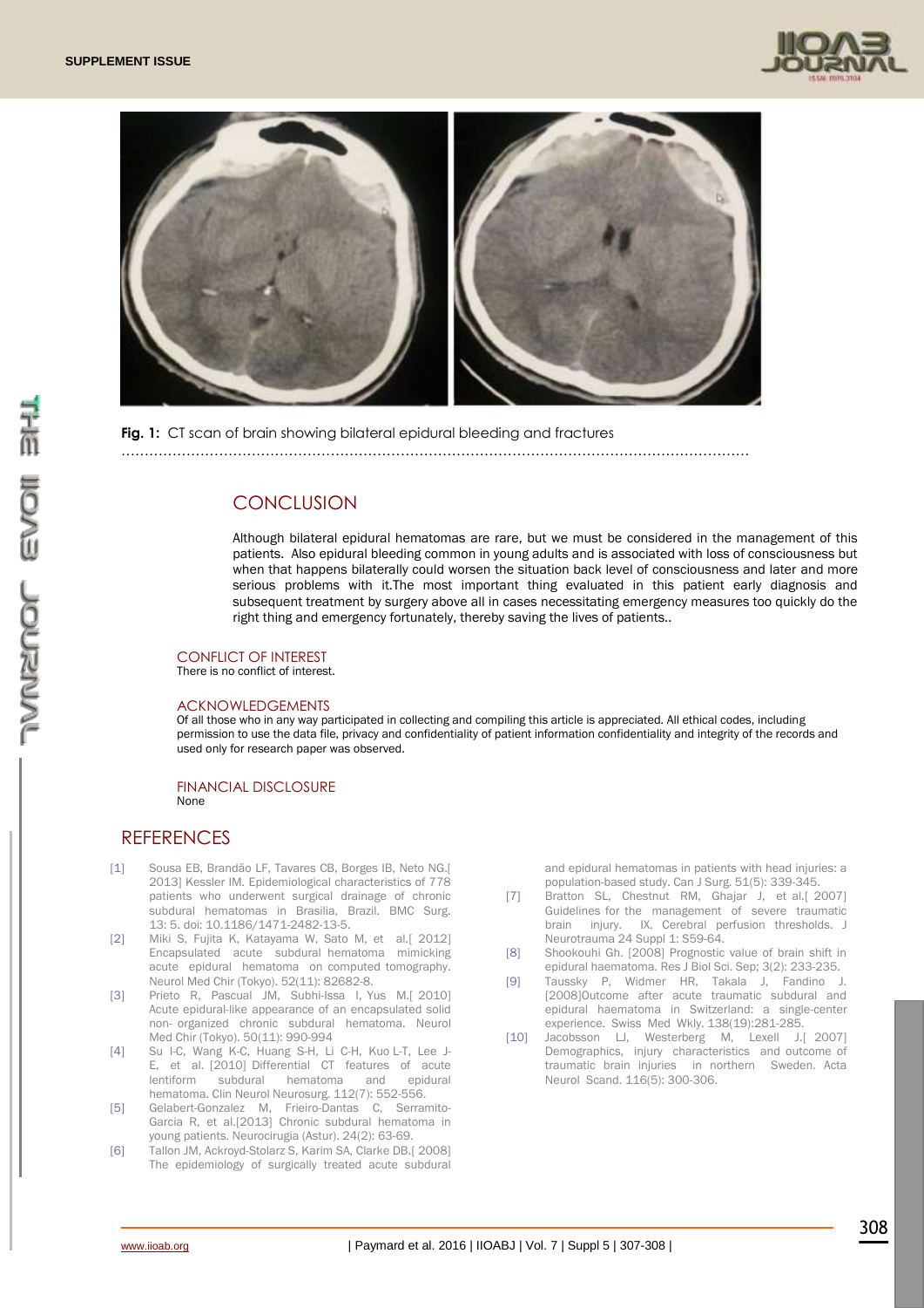Fig. 1: CT scan of brain showing bilateral epidural bleeding and fractures

## CONCLUSION

Although bilateral epidural hematomas are rare, but we must be considered in the management of this patients. Also epidural bleeding common in young adults and is associated with loss of consciousness but when that happens bilaterally could worsen the situation back level of consciousness and later and more serious problems with it.The most important thing evaluated in this patient early diagnosis and subsequent treatment by surgery above all in cases necessitating emergency measures too quickly do the right thing and emergency fortunately, thereby saving the lives of patients..

### CONFLICT OF INTEREST

There is no conflict of interest.

### ACKNOWLEDGEMENTS

Of all those who in any way participated in collecting and compiling this article is appreciated. All ethical codes, including permission to use the data file, privacy and confidentiality of patient information confidentiality and integrity of the records and used only for research paper was observed.

### FINANCIAL DISCLOSURE

None

## REFERENCES

[1] Sousa EB, Brandão LF, Tavares CB, Borges IB, Neto NG.[ 2013] Kessler IM. Epidemiological characteristics of 778 patients who underwent surgical drainage of chronic subdural hematomas in Brasilia, Brazil. BMC Surg. 13: 5. doi: 10.1186/1471-2482-13-5.

[2] Miki S, Fujita K, Katayama W, Sato M, et al.[ 2012] Encapsulated acute subdural hematoma mimicking acute epidural hematoma on computed tomography. Neurol Med Chir (Tokyo). 52(11): 82682-8.

[3] Prieto R, Pascual JM, Subhi-Issa I, Yus M.[ 2010] Acute epidural-like appearance of an encapsulated solid non- organized chronic subdural hematoma. Neurol Med Chir (Tokyo). 50(11): 990-994

[4] Su I-C, Wang K-C, Huang S-H, Li C-H, Kuo L-T, Lee J-E, et al. [2010] Differential CT features of acute lentiform subdural hematoma and epidural hematoma. Clin Neurol Neurosurg. 112(7): 552-556.

[5] Gelabert-Gonzalez M, Frieiro-Dantas C, Serramito-Garcia R, et al.[2013] Chronic subdural hematoma in young patients. Neurocirugia (Astur). 24(2): 63-69.

[6] Tallon JM, Ackroyd-Stolarz S, Karim SA, Clarke DB.[ 2008] The epidemiology of surgically treated acute subdural and epidural hematomas in patients with head injuries: a population-based study. Can J Surg. 51(5): 339-345.

[7] Bratton SL, Chestnut RM, Ghajar J, et al.[ 2007] Guidelines for the management of severe traumatic brain injury. IX. Cerebral perfusion thresholds. J Neurotrauma 24 Suppl 1: S59-64.

[8] Shookouhi Gh. [2008] Prognostic value of brain shift in epidural haematoma. Res J Biol Sci. Sep; 3(2): 233-235.

[9] Taussky P, Widmer HR, Takala J, Fandino J. [2008]Outcome after acute traumatic subdural and epidural haematoma in Switzerland: a single-center experience. Swiss Med Wkly. 138(19):281-285.

[10] Jacobsson LJ, Westerberg M, Lexell J.[ 2007] Demographics, injury characteristics and outcome of traumatic brain injuries in northern Sweden. Acta Neurol Scand. 116(5): 300-306.